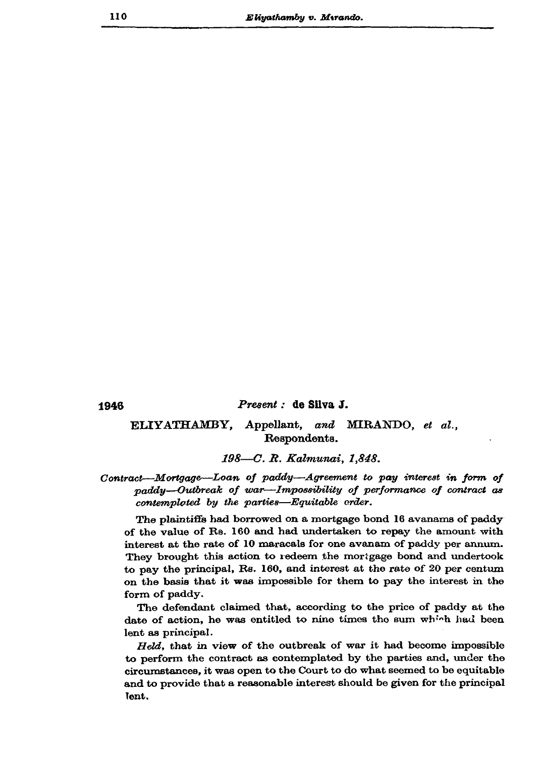**1946** *Present :* **de Silva J.**

ELIYATHAMBY, Appellant, *and* MIRANDO, *et al.*, Respondents.

*198—C. R. Kalmunai, 1,848.*

*Contract—Mortgage—Loan of paddy—Agreement to pay interest in form of paddy—Outbreak of war—Impossibility of performance of contract as contemplated by the parties—Equitable order.*

The plaintiffs had borrowed on a mortgage bond 16 avanams of paddy of the value of Rs. 160 and had undertaken to repay the amount with interest at the rate of 10 maracals for one avanam of paddy per annum. They brought this action to redeem the mortgage bond and undertook to pay the principal, Rs. 160, and interest at the rate of 20 per centum on the basis that it was impossible for them to pay the interest in the form of paddy.

The defendant claimed that, according to the price of paddy at the date of action, he was entitled to nine times the sum which had been lent as principal.

*Held*, that in view of the outbreak of war it had become impossible to perform the contract as contemplated by the parties and, under the circumstances, it was open to the Court to do what seemed to be equitable and to provide that a reasonable interest should be given for the principal lent.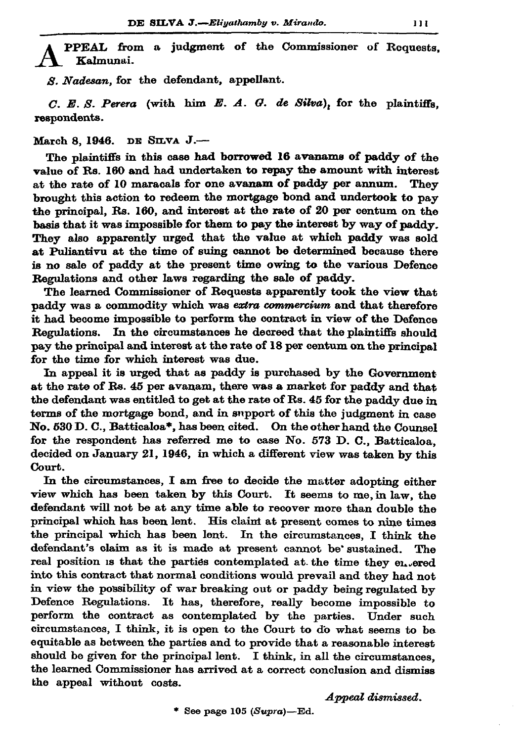APPEAL from a judgment of the Commissioner of Requests, Kalmunai.

*S. Nadesan*, for the defendant, appellant.

*C. E. S. Perera* (with him *E. A. G. de Silva*), for the plaintiffs, respondents.

March 8, 1946. DE SILVA J.—

The plaintiffs in this case had borrowed 16 avanams of paddy of the value of Rs. 160 and had undertaken to repay the amount with interest at the rate of 10 maracals for one avanam of paddy per annum. They brought this action to redeem the mortgage bond and undertook to pay the principal, Rs. 160, and interest at the rate of 20 per centum on the basis that it was impossible for them to pay the interest by way of paddy. They also apparently urged that the value at which paddy was sold at Puliantivu at the time of suing cannot be determined because there is no sale of paddy at the present time owing to the various Defence Regulations and other laws regarding the sale of paddy.

The learned Commissioner of Requests apparently took the view that paddy was a commodity which was *extra commercium* and that therefore it had become impossible to perform the contract in view of the Defence Regulations. In the circumstances he decreed that the plaintiffs should pay the principal and interest at the rate of 18 per centum on the principal for the time for which interest was due.

In appeal it is urged that as paddy is purchased by the Government at the rate of Rs. 45 per avanam, there was a market for paddy and that the defendant was entitled to get at the rate of Rs. 45 for the paddy due in terms of the mortgage bond, and in support of this the judgment in case No. 530 D. C., Batticaloa*, has been cited. On the other hand the Counsel for the respondent has referred me to case No. 573 D. C., Batticaloa, decided on January 21, 1946, in which a different view was taken by this Court.

In the circumstances, I am free to decide the matter adopting either view which has been taken by this Court. It seems to me, in law, the defendant will not be at any time able to recover more than double the principal which has been lent. His claim at present comes to nine times the principal which has been lent. In the circumstances, I think the defendant's claim as it is made at present cannot be sustained. The real position is that the parties contemplated at the time they entered into this contract that normal conditions would prevail and they had not in view the possibility of war breaking out or paddy being regulated by Defence Regulations. It has, therefore, really become impossible to perform the contract as contemplated by the parties. Under such circumstances, I think, it is open to the Court to do what seems to be equitable as between the parties and to provide that a reasonable interest should be given for the principal lent. I think, in all the circumstances, the learned Commissioner has arrived at a correct conclusion and dismiss the appeal without costs.

*Appeal dismissed.*

* See page 105 (*Supra*)—Ed.